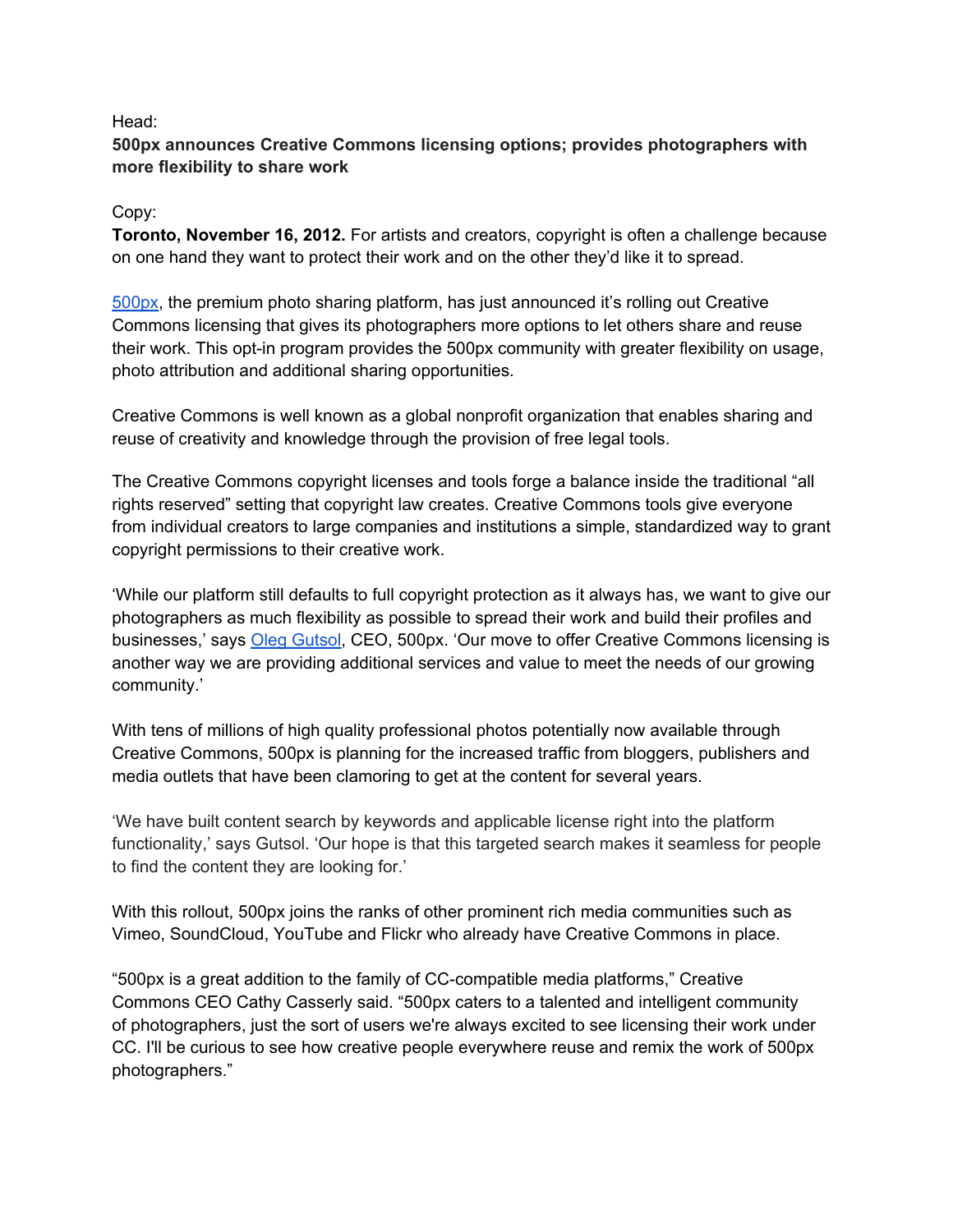Head:

**500px announces Creative Commons licensing options; provides photographers with more flexibility to share work**

Copy:

**Toronto, November 16, 2012.** For artists and creators, copyright is often a challenge because on one hand they want to protect their work and on the other they'd like it to spread.

[500px](), the premium photo sharing platform, has just announced it's rolling out Creative Commons licensing that gives its photographers more options to let others share and reuse their work. This opt-in program provides the 500px community with greater flexibility on usage, photo attribution and additional sharing opportunities.

Creative Commons is well known as a global nonprofit organization that enables sharing and reuse of creativity and knowledge through the provision of free legal tools.

The Creative Commons copyright licenses and tools forge a balance inside the traditional "all rights reserved" setting that copyright law creates. Creative Commons tools give everyone from individual creators to large companies and institutions a simple, standardized way to grant copyright permissions to their creative work.

'While our platform still defaults to full copyright protection as it always has, we want to give our photographers as much flexibility as possible to spread their work and build their profiles and businesses,' says [Oleg Gutsol](), CEO, 500px. 'Our move to offer Creative Commons licensing is another way we are providing additional services and value to meet the needs of our growing community.'

With tens of millions of high quality professional photos potentially now available through Creative Commons, 500px is planning for the increased traffic from bloggers, publishers and media outlets that have been clamoring to get at the content for several years.

'We have built content search by keywords and applicable license right into the platform functionality,' says Gutsol. 'Our hope is that this targeted search makes it seamless for people to find the content they are looking for.'

With this rollout, 500px joins the ranks of other prominent rich media communities such as Vimeo, SoundCloud, YouTube and Flickr who already have Creative Commons in place.

"500px is a great addition to the family of CC-compatible media platforms," Creative Commons CEO Cathy Casserly said. "500px caters to a talented and intelligent community of photographers, just the sort of users we're always excited to see licensing their work under CC. I'll be curious to see how creative people everywhere reuse and remix the work of 500px photographers."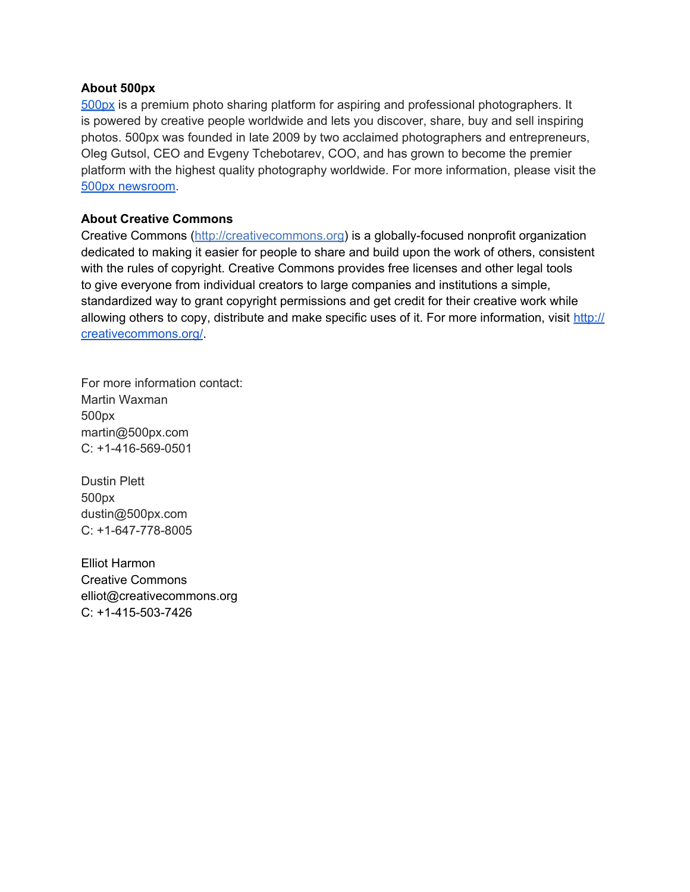**About 500px**
[500px](http://500px.com) is a premium photo sharing platform for aspiring and professional photographers. It is powered by creative people worldwide and lets you discover, share, buy and sell inspiring photos. 500px was founded in late 2009 by two acclaimed photographers and entrepreneurs, Oleg Gutsol, CEO and Evgeny Tchebotarev, COO, and has grown to become the premier platform with the highest quality photography worldwide. For more information, please visit the 500px newsroom.

**About Creative Commons**
Creative Commons (http://creativecommons.org) is a globally-focused nonprofit organization dedicated to making it easier for people to share and build upon the work of others, consistent with the rules of copyright. Creative Commons provides free licenses and other legal tools to give everyone from individual creators to large companies and institutions a simple, standardized way to grant copyright permissions and get credit for their creative work while allowing others to copy, distribute and make specific uses of it. For more information, visit http://creativecommons.org/.

For more information contact:
Martin Waxman
500px
martin@500px.com
C: +1-416-569-0501

Dustin Plett
500px
dustin@500px.com
C: +1-647-778-8005

Elliot Harmon
Creative Commons
elliot@creativecommons.org
C: +1-415-503-7426